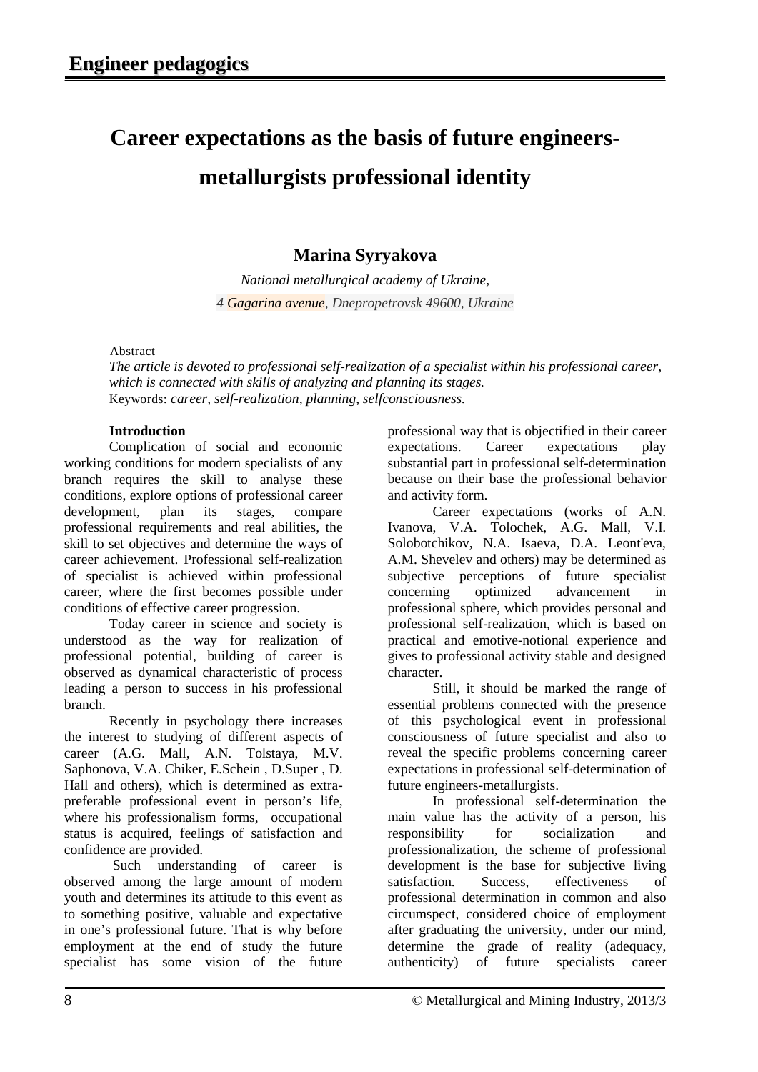# Career expectations as the basis of future engineers-metallurgists professional identity

**Marina Syryakova**

*National metallurgical academy of Ukraine,*
*4 Gagarina avenue, Dnepropetrovsk 49600, Ukraine*

Abstract

*The article is devoted to professional self-realization of a specialist within his professional career, which is connected with skills of analyzing and planning its stages.*

Keywords: *career, self-realization, planning, selfconsciousness.*

**Introduction**

Complication of social and economic working conditions for modern specialists of any branch requires the skill to analyse these conditions, explore options of professional career development, plan its stages, compare professional requirements and real abilities, the skill to set objectives and determine the ways of career achievement. Professional self-realization of specialist is achieved within professional career, where the first becomes possible under conditions of effective career progression.

Today career in science and society is understood as the way for realization of professional potential, building of career is observed as dynamical characteristic of process leading a person to success in his professional branch.

Recently in psychology there increases the interest to studying of different aspects of career (A.G. Mall, A.N. Tolstaya, M.V. Saphonova, V.A. Chiker, E.Schein , D.Super , D. Hall and others), which is determined as extra-preferable professional event in person's life, where his professionalism forms, occupational status is acquired, feelings of satisfaction and confidence are provided.

Such understanding of career is observed among the large amount of modern youth and determines its attitude to this event as to something positive, valuable and expectative in one's professional future. That is why before employment at the end of study the future specialist has some vision of the future professional way that is objectified in their career expectations. Career expectations play substantial part in professional self-determination because on their base the professional behavior and activity form.

Career expectations (works of A.N. Ivanova, V.A. Tolochek, A.G. Mall, V.I. Solobotchikov, N.A. Isaeva, D.A. Leont'eva, A.M. Shevelev and others) may be determined as subjective perceptions of future specialist concerning optimized advancement in professional sphere, which provides personal and professional self-realization, which is based on practical and emotive-notional experience and gives to professional activity stable and designed character.

Still, it should be marked the range of essential problems connected with the presence of this psychological event in professional consciousness of future specialist and also to reveal the specific problems concerning career expectations in professional self-determination of future engineers-metallurgists.

In professional self-determination the main value has the activity of a person, his responsibility for socialization and professionalization, the scheme of professional development is the base for subjective living satisfaction. Success, effectiveness of professional determination in common and also circumspect, considered choice of employment after graduating the university, under our mind, determine the grade of reality (adequacy, authenticity) of future specialists career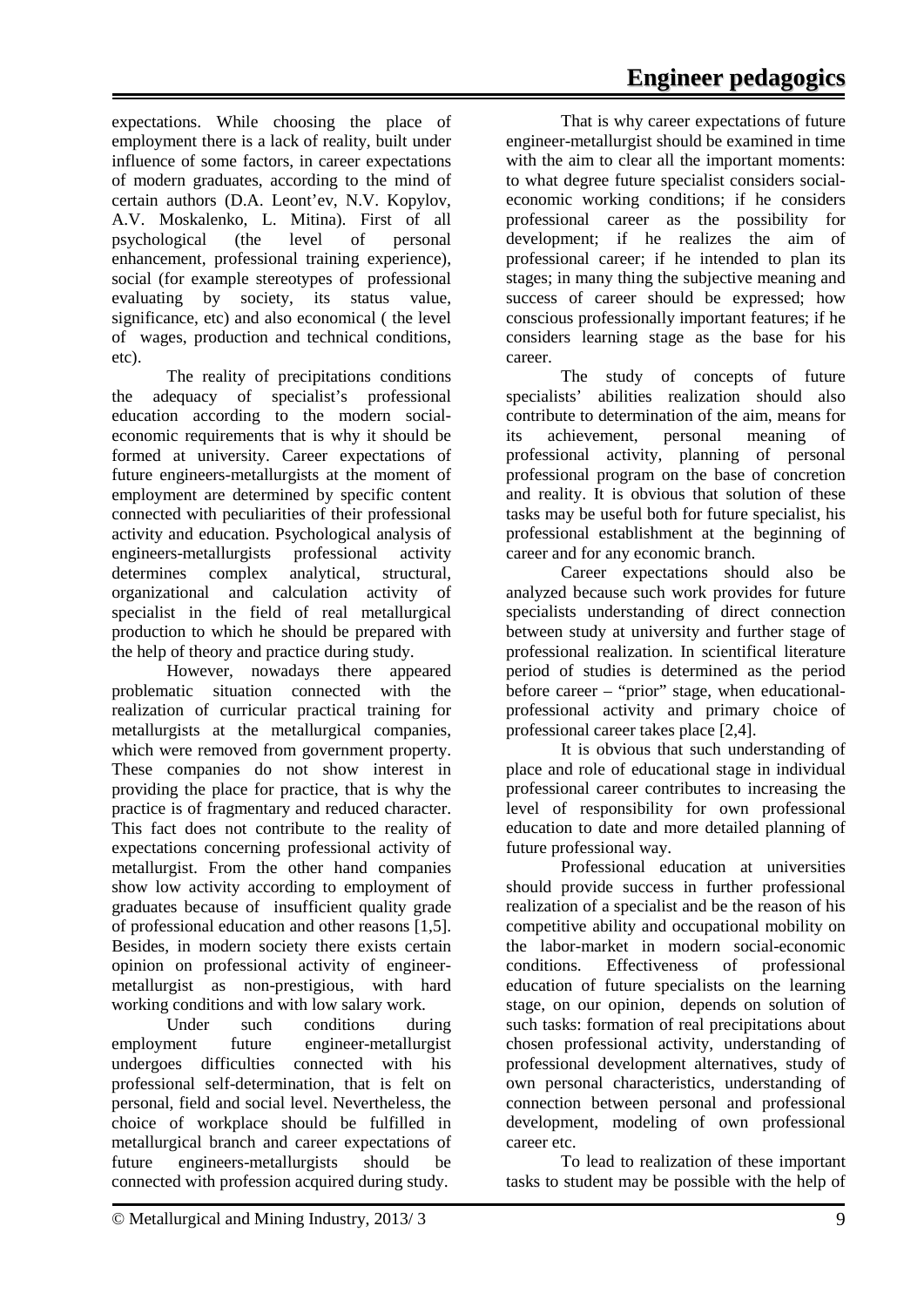expectations. While choosing the place of employment there is a lack of reality, built under influence of some factors, in career expectations of modern graduates, according to the mind of certain authors (D.A. Leont'ev, N.V. Kopylov, A.V. Moskalenko, L. Mitina). First of all psychological (the level of personal enhancement, professional training experience), social (for example stereotypes of professional evaluating by society, its status value, significance, etc) and also economical ( the level of wages, production and technical conditions, etc).

The reality of precipitations conditions the adequacy of specialist's professional education according to the modern social-economic requirements that is why it should be formed at university. Career expectations of future engineers-metallurgists at the moment of employment are determined by specific content connected with peculiarities of their professional activity and education. Psychological analysis of engineers-metallurgists professional activity determines complex analytical, structural, organizational and calculation activity of specialist in the field of real metallurgical production to which he should be prepared with the help of theory and practice during study.

However, nowadays there appeared problematic situation connected with the realization of curricular practical training for metallurgists at the metallurgical companies, which were removed from government property. These companies do not show interest in providing the place for practice, that is why the practice is of fragmentary and reduced character. This fact does not contribute to the reality of expectations concerning professional activity of metallurgist. From the other hand companies show low activity according to employment of graduates because of insufficient quality grade of professional education and other reasons [1,5]. Besides, in modern society there exists certain opinion on professional activity of engineer-metallurgist as non-prestigious, with hard working conditions and with low salary work.

Under such conditions during employment future engineer-metallurgist undergoes difficulties connected with his professional self-determination, that is felt on personal, field and social level. Nevertheless, the choice of workplace should be fulfilled in metallurgical branch and career expectations of future engineers-metallurgists should be connected with profession acquired during study.

That is why career expectations of future engineer-metallurgist should be examined in time with the aim to clear all the important moments: to what degree future specialist considers social-economic working conditions; if he considers professional career as the possibility for development; if he realizes the aim of professional career; if he intended to plan its stages; in many thing the subjective meaning and success of career should be expressed; how conscious professionally important features; if he considers learning stage as the base for his career.

The study of concepts of future specialists' abilities realization should also contribute to determination of the aim, means for its achievement, personal meaning of professional activity, planning of personal professional program on the base of concretion and reality. It is obvious that solution of these tasks may be useful both for future specialist, his professional establishment at the beginning of career and for any economic branch.

Career expectations should also be analyzed because such work provides for future specialists understanding of direct connection between study at university and further stage of professional realization. In scientifical literature period of studies is determined as the period before career – "prior" stage, when educational-professional activity and primary choice of professional career takes place [2,4].

It is obvious that such understanding of place and role of educational stage in individual professional career contributes to increasing the level of responsibility for own professional education to date and more detailed planning of future professional way.

Professional education at universities should provide success in further professional realization of a specialist and be the reason of his competitive ability and occupational mobility on the labor-market in modern social-economic conditions. Effectiveness of professional education of future specialists on the learning stage, on our opinion, depends on solution of such tasks: formation of real precipitations about chosen professional activity, understanding of professional development alternatives, study of own personal characteristics, understanding of connection between personal and professional development, modeling of own professional career etc.

To lead to realization of these important tasks to student may be possible with the help of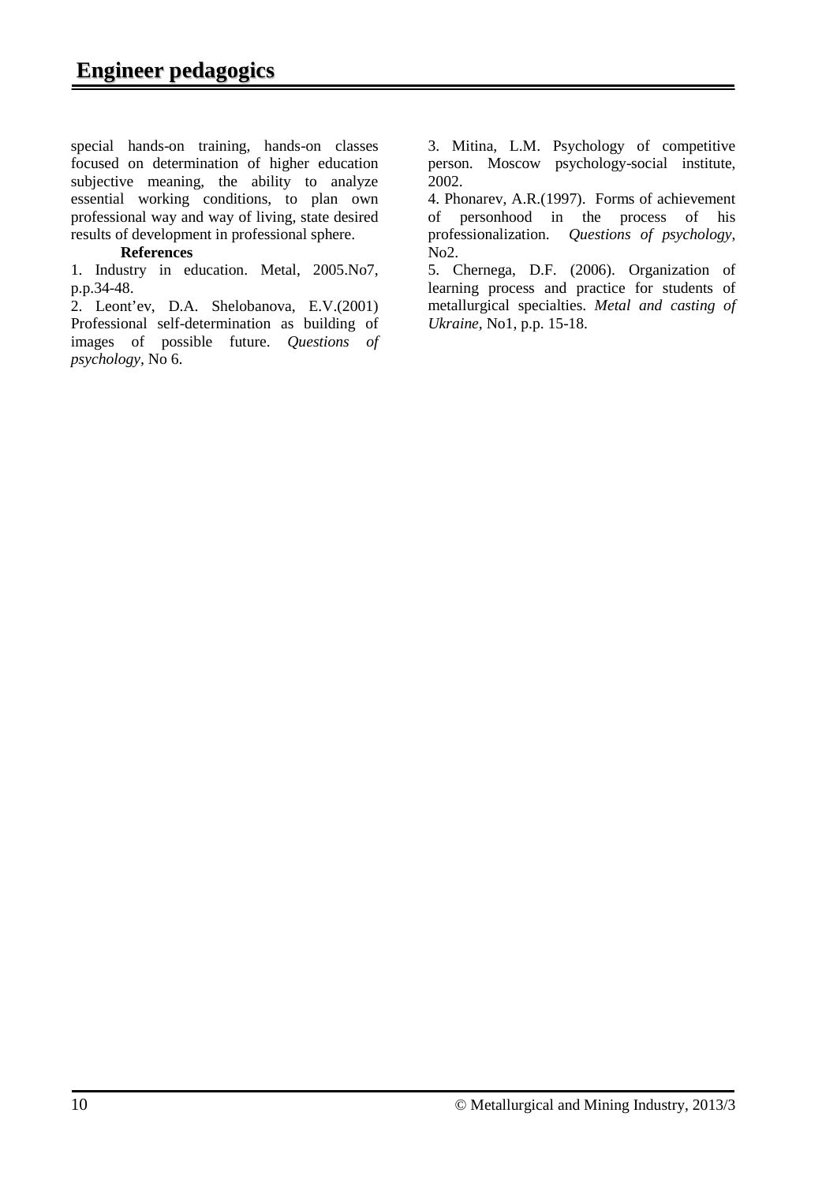special hands-on training, hands-on classes focused on determination of higher education subjective meaning, the ability to analyze essential working conditions, to plan own professional way and way of living, state desired results of development in professional sphere.

**References**

1. Industry in education. Metal, 2005.No7, p.p.34-48.
2. Leont'ev, D.A. Shelobanova, E.V.(2001) Professional self-determination as building of images of possible future. *Questions of psychology*, No 6.
3. Mitina, L.M. Psychology of competitive person. Moscow psychology-social institute, 2002.
4. Phonarev, A.R.(1997). Forms of achievement of personhood in the process of his professionalization. *Questions of psychology*, No2.
5. Chernega, D.F. (2006). Organization of learning process and practice for students of metallurgical specialties. *Metal and casting of Ukraine*, No1, p.p. 15-18.